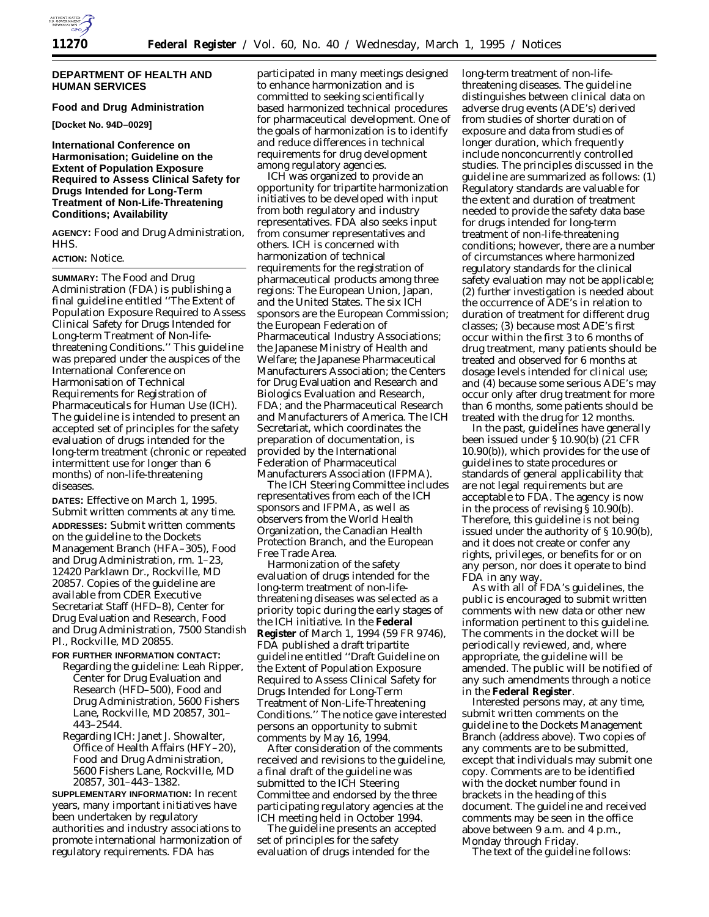**DEPARTMENT OF HEALTH AND HUMAN SERVICES**

**Food and Drug Administration**

**[Docket No. 94D–0029]**

## International Conference on Harmonisation; Guideline on the Extent of Population Exposure Required to Assess Clinical Safety for Drugs Intended for Long-Term Treatment of Non-Life-Threatening Conditions; Availability

**AGENCY:** Food and Drug Administration, HHS.

**ACTION:** Notice.

**SUMMARY:** The Food and Drug Administration (FDA) is publishing a final guideline entitled ''The Extent of Population Exposure Required to Assess Clinical Safety for Drugs Intended for Long-term Treatment of Non-life-threatening Conditions.'' This guideline was prepared under the auspices of the International Conference on Harmonisation of Technical Requirements for Registration of Pharmaceuticals for Human Use (ICH). The guideline is intended to present an accepted set of principles for the safety evaluation of drugs intended for the long-term treatment (chronic or repeated intermittent use for longer than 6 months) of non-life-threatening diseases.

**DATES:** Effective on March 1, 1995. Submit written comments at any time.

**ADDRESSES:** Submit written comments on the guideline to the Dockets Management Branch (HFA–305), Food and Drug Administration, rm. 1–23, 12420 Parklawn Dr., Rockville, MD 20857. Copies of the guideline are available from CDER Executive Secretariat Staff (HFD–8), Center for Drug Evaluation and Research, Food and Drug Administration, 7500 Standish Pl., Rockville, MD 20855.

**FOR FURTHER INFORMATION CONTACT:**

Regarding the guideline: Leah Ripper, Center for Drug Evaluation and Research (HFD–500), Food and Drug Administration, 5600 Fishers Lane, Rockville, MD 20857, 301–443–2544.

Regarding ICH: Janet J. Showalter, Office of Health Affairs (HFY–20), Food and Drug Administration, 5600 Fishers Lane, Rockville, MD 20857, 301–443–1382.

**SUPPLEMENTARY INFORMATION:** In recent years, many important initiatives have been undertaken by regulatory authorities and industry associations to promote international harmonization of regulatory requirements. FDA has participated in many meetings designed to enhance harmonization and is committed to seeking scientifically based harmonized technical procedures for pharmaceutical development. One of the goals of harmonization is to identify and reduce differences in technical requirements for drug development among regulatory agencies.

ICH was organized to provide an opportunity for tripartite harmonization initiatives to be developed with input from both regulatory and industry representatives. FDA also seeks input from consumer representatives and others. ICH is concerned with harmonization of technical requirements for the registration of pharmaceutical products among three regions: The European Union, Japan, and the United States. The six ICH sponsors are the European Commission; the European Federation of Pharmaceutical Industry Associations; the Japanese Ministry of Health and Welfare; the Japanese Pharmaceutical Manufacturers Association; the Centers for Drug Evaluation and Research and Biologics Evaluation and Research, FDA; and the Pharmaceutical Research and Manufacturers of America. The ICH Secretariat, which coordinates the preparation of documentation, is provided by the International Federation of Pharmaceutical Manufacturers Association (IFPMA).

The ICH Steering Committee includes representatives from each of the ICH sponsors and IFPMA, as well as observers from the World Health Organization, the Canadian Health Protection Branch, and the European Free Trade Area.

Harmonization of the safety evaluation of drugs intended for the long-term treatment of non-life-threatening diseases was selected as a priority topic during the early stages of the ICH initiative. In the **Federal Register** of March 1, 1994 (59 FR 9746), FDA published a draft tripartite guideline entitled ''Draft Guideline on the Extent of Population Exposure Required to Assess Clinical Safety for Drugs Intended for Long-Term Treatment of Non-Life-Threatening Conditions.'' The notice gave interested persons an opportunity to submit comments by May 16, 1994.

After consideration of the comments received and revisions to the guideline, a final draft of the guideline was submitted to the ICH Steering Committee and endorsed by the three participating regulatory agencies at the ICH meeting held in October 1994.

The guideline presents an accepted set of principles for the safety evaluation of drugs intended for the long-term treatment of non-life-threatening diseases. The guideline distinguishes between clinical data on adverse drug events (ADE's) derived from studies of shorter duration of exposure and data from studies of longer duration, which frequently include nonconcurrently controlled studies. The principles discussed in the guideline are summarized as follows: (1) Regulatory standards are valuable for the extent and duration of treatment needed to provide the safety data base for drugs intended for long-term treatment of non-life-threatening conditions; however, there are a number of circumstances where harmonized regulatory standards for the clinical safety evaluation may not be applicable; (2) further investigation is needed about the occurrence of ADE's in relation to duration of treatment for different drug classes; (3) because most ADE's first occur within the first 3 to 6 months of drug treatment, many patients should be treated and observed for 6 months at dosage levels intended for clinical use; and (4) because some serious ADE's may occur only after drug treatment for more than 6 months, some patients should be treated with the drug for 12 months.

In the past, guidelines have generally been issued under § 10.90(b) (21 CFR 10.90(b)), which provides for the use of guidelines to state procedures or standards of general applicability that are not legal requirements but are acceptable to FDA. The agency is now in the process of revising § 10.90(b). Therefore, this guideline is not being issued under the authority of § 10.90(b), and it does not create or confer any rights, privileges, or benefits for or on any person, nor does it operate to bind FDA in any way.

As with all of FDA's guidelines, the public is encouraged to submit written comments with new data or other new information pertinent to this guideline. The comments in the docket will be periodically reviewed, and, where appropriate, the guideline will be amended. The public will be notified of any such amendments through a notice in the **Federal Register**.

Interested persons may, at any time, submit written comments on the guideline to the Dockets Management Branch (address above). Two copies of any comments are to be submitted, except that individuals may submit one copy. Comments are to be identified with the docket number found in brackets in the heading of this document. The guideline and received comments may be seen in the office above between 9 a.m. and 4 p.m., Monday through Friday.

The text of the guideline follows: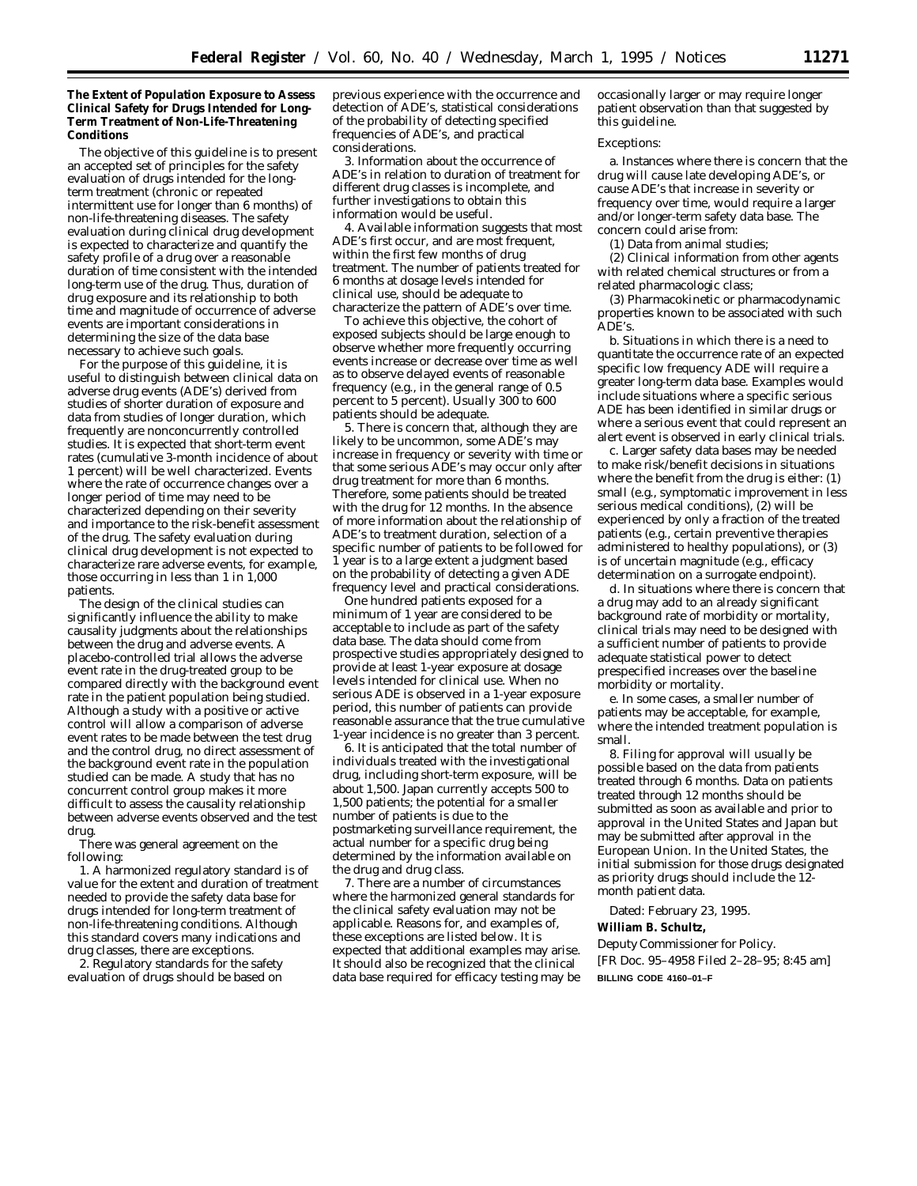**The Extent of Population Exposure to Assess Clinical Safety for Drugs Intended for Long-Term Treatment of Non-Life-Threatening Conditions**

The objective of this guideline is to present an accepted set of principles for the safety evaluation of drugs intended for the long-term treatment (chronic or repeated intermittent use for longer than 6 months) of non-life-threatening diseases. The safety evaluation during clinical drug development is expected to characterize and quantify the safety profile of a drug over a reasonable duration of time consistent with the intended long-term use of the drug. Thus, duration of drug exposure and its relationship to both time and magnitude of occurrence of adverse events are important considerations in determining the size of the data base necessary to achieve such goals.

For the purpose of this guideline, it is useful to distinguish between clinical data on adverse drug events (ADE's) derived from studies of shorter duration of exposure and data from studies of longer duration, which frequently are nonconcurrently controlled studies. It is expected that short-term event rates (cumulative 3-month incidence of about 1 percent) will be well characterized. Events where the rate of occurrence changes over a longer period of time may need to be characterized depending on their severity and importance to the risk-benefit assessment of the drug. The safety evaluation during clinical drug development is not expected to characterize rare adverse events, for example, those occurring in less than 1 in 1,000 patients.

The design of the clinical studies can significantly influence the ability to make causality judgments about the relationships between the drug and adverse events. A placebo-controlled trial allows the adverse event rate in the drug-treated group to be compared directly with the background event rate in the patient population being studied. Although a study with a positive or active control will allow a comparison of adverse event rates to be made between the test drug and the control drug, no direct assessment of the background event rate in the population studied can be made. A study that has no concurrent control group makes it more difficult to assess the causality relationship between adverse events observed and the test drug.

There was general agreement on the following:

1. A harmonized regulatory standard is of value for the extent and duration of treatment needed to provide the safety data base for drugs intended for long-term treatment of non-life-threatening conditions. Although this standard covers many indications and drug classes, there are exceptions.

2. Regulatory standards for the safety evaluation of drugs should be based on previous experience with the occurrence and detection of ADE's, statistical considerations of the probability of detecting specified frequencies of ADE's, and practical considerations.

3. Information about the occurrence of ADE's in relation to duration of treatment for different drug classes is incomplete, and further investigations to obtain this information would be useful.

4. Available information suggests that most ADE's first occur, and are most frequent, within the first few months of drug treatment. The number of patients treated for 6 months at dosage levels intended for clinical use, should be adequate to characterize the pattern of ADE's over time.

To achieve this objective, the cohort of exposed subjects should be large enough to observe whether more frequently occurring events increase or decrease over time as well as to observe delayed events of reasonable frequency (e.g., in the general range of 0.5 percent to 5 percent). Usually 300 to 600 patients should be adequate.

5. There is concern that, although they are likely to be uncommon, some ADE's may increase in frequency or severity with time or that some serious ADE's may occur only after drug treatment for more than 6 months. Therefore, some patients should be treated with the drug for 12 months. In the absence of more information about the relationship of ADE's to treatment duration, selection of a specific number of patients to be followed for 1 year is to a large extent a judgment based on the probability of detecting a given ADE frequency level and practical considerations.

One hundred patients exposed for a minimum of 1 year are considered to be acceptable to include as part of the safety data base. The data should come from prospective studies appropriately designed to provide at least 1-year exposure at dosage levels intended for clinical use. When no serious ADE is observed in a 1-year exposure period, this number of patients can provide reasonable assurance that the true cumulative 1-year incidence is no greater than 3 percent.

6. It is anticipated that the total number of individuals treated with the investigational drug, including short-term exposure, will be about 1,500. Japan currently accepts 500 to 1,500 patients; the potential for a smaller number of patients is due to the postmarketing surveillance requirement, the actual number for a specific drug being determined by the information available on the drug and drug class.

7. There are a number of circumstances where the harmonized general standards for the clinical safety evaluation may not be applicable. Reasons for, and examples of, these exceptions are listed below. It is expected that additional examples may arise. It should also be recognized that the clinical data base required for efficacy testing may be occasionally larger or may require longer patient observation than that suggested by this guideline.

Exceptions:

a. Instances where there is concern that the drug will cause late developing ADE's, or cause ADE's that increase in severity or frequency over time, would require a larger and/or longer-term safety data base. The concern could arise from:

(1) Data from animal studies;

(2) Clinical information from other agents with related chemical structures or from a related pharmacologic class;

(3) Pharmacokinetic or pharmacodynamic properties known to be associated with such ADE's.

b. Situations in which there is a need to quantitate the occurrence rate of an expected specific low frequency ADE will require a greater long-term data base. Examples would include situations where a specific serious ADE has been identified in similar drugs or where a serious event that could represent an alert event is observed in early clinical trials.

c. Larger safety data bases may be needed to make risk/benefit decisions in situations where the benefit from the drug is either: (1) small (e.g., symptomatic improvement in less serious medical conditions), (2) will be experienced by only a fraction of the treated patients (e.g., certain preventive therapies administered to healthy populations), or (3) is of uncertain magnitude (e.g., efficacy determination on a surrogate endpoint).

d. In situations where there is concern that a drug may add to an already significant background rate of morbidity or mortality, clinical trials may need to be designed with a sufficient number of patients to provide adequate statistical power to detect prespecified increases over the baseline morbidity or mortality.

e. In some cases, a smaller number of patients may be acceptable, for example, where the intended treatment population is small.

8. Filing for approval will usually be possible based on the data from patients treated through 6 months. Data on patients treated through 12 months should be submitted as soon as available and prior to approval in the United States and Japan but may be submitted after approval in the European Union. In the United States, the initial submission for those drugs designated as priority drugs should include the 12-month patient data.

Dated: February 23, 1995.

**William B. Schultz,**

*Deputy Commissioner for Policy.*

[FR Doc. 95–4958 Filed 2–28–95; 8:45 am]

**BILLING CODE 4160–01–F**